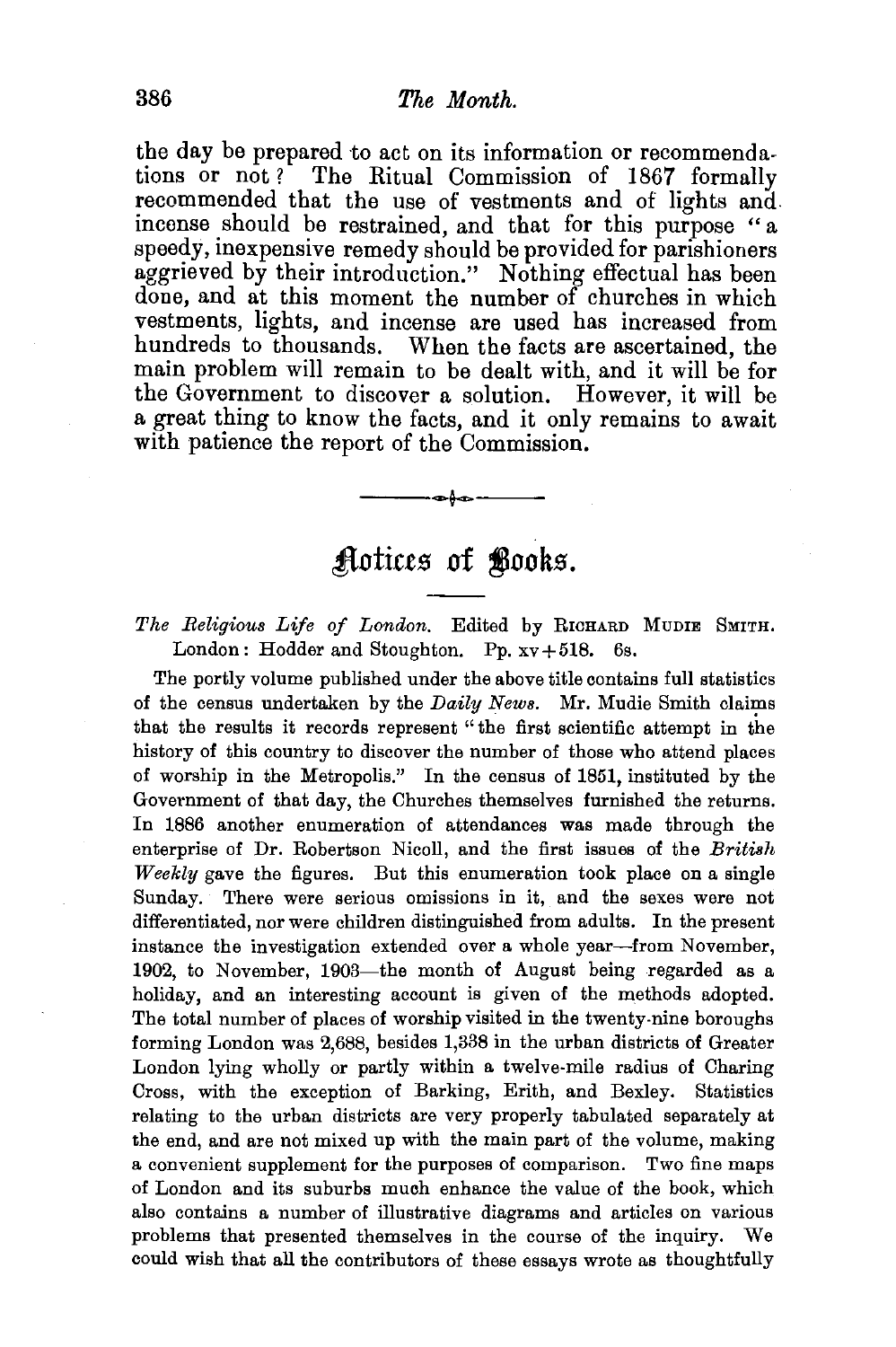the day be prepared to act on its information or recommendations or not? The Ritual Commission of 1867 formally recommended that the use of vestments and of lights and incense should be restrained, and that for this purpose "a speedy, inexpensive remedy should be provided for parishioners aggrieved by their introduction." Nothing effectual has been done, and at this moment the number of churches in which vestments, lights, and incense are used has increased from hundreds to thousands. When the facts are ascertained, the main problem will remain to be dealt with, and it will be for the Government to discover a solution. However, it will be a great thing to know the facts, and it only remains to await with patience the report of the Commission.

---

# Notices of Books.

*The Religious Life of London.* Edited by RICHARD MUDIE SMITH. London: Hodder and Stoughton. Pp. xv + 518. 6s.

The portly volume published under the above title contains full statistics of the census undertaken by the *Daily News.* Mr. Mudie Smith claims that the results it records represent "the first scientific attempt in the history of this country to discover the number of those who attend places of worship in the Metropolis." In the census of 1851, instituted by the Government of that day, the Churches themselves furnished the returns. In 1886 another enumeration of attendances was made through the enterprise of Dr. Robertson Nicoll, and the first issues of the *British Weekly* gave the figures. But this enumeration took place on a single Sunday. There were serious omissions in it, and the sexes were not differentiated, nor were children distinguished from adults. In the present instance the investigation extended over a whole year—from November, 1902, to November, 1903—the month of August being regarded as a holiday, and an interesting account is given of the methods adopted. The total number of places of worship visited in the twenty-nine boroughs forming London was 2,688, besides 1,338 in the urban districts of Greater London lying wholly or partly within a twelve-mile radius of Charing Cross, with the exception of Barking, Erith, and Bexley. Statistics relating to the urban districts are very properly tabulated separately at the end, and are not mixed up with the main part of the volume, making a convenient supplement for the purposes of comparison. Two fine maps of London and its suburbs much enhance the value of the book, which also contains a number of illustrative diagrams and articles on various problems that presented themselves in the course of the inquiry. We could wish that all the contributors of these essays wrote as thoughtfully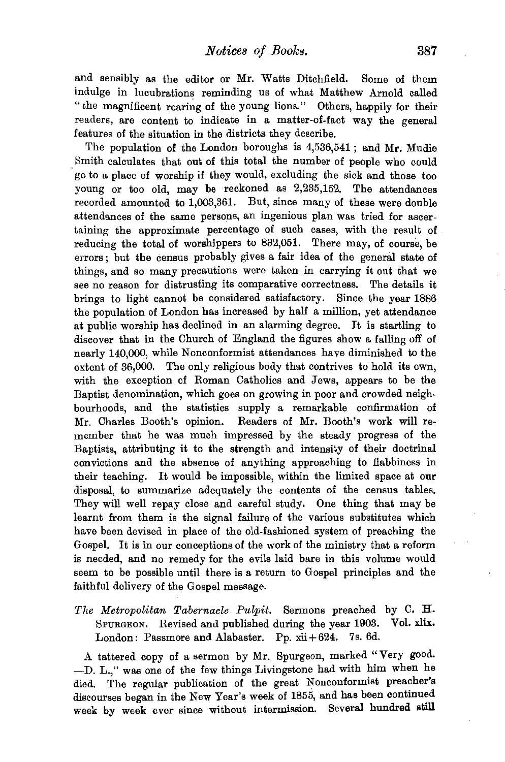and sensibly as the editor or Mr. Watts Ditchfield. Some of them indulge in lucubrations reminding us of what Matthew Arnold called "the magnificent roaring of the young lions." Others, happily for their readers, are content to indicate in a matter-of-fact way the general features of the situation in the districts they describe.

The population of the London boroughs is 4,536,541; and Mr. Mudie Smith calculates that out of this total the number of people who could go to a place of worship if they would, excluding the sick and those too young or too old, may be reckoned as 2,235,152. The attendances recorded amounted to 1,003,361. But, since many of these were double attendances of the same persons, an ingenious plan was tried for ascertaining the approximate percentage of such cases, with the result of reducing the total of worshippers to 832,051. There may, of course, be errors; but the census probably gives a fair idea of the general state of things, and so many precautions were taken in carrying it out that we see no reason for distrusting its comparative correctness. The details it brings to light cannot be considered satisfactory. Since the year 1886 the population of London has increased by half a million, yet attendance at public worship has declined in an alarming degree. It is startling to discover that in the Church of England the figures show a falling off of nearly 140,000, while Nonconformist attendances have diminished to the extent of 36,000. The only religious body that contrives to hold its own, with the exception of Roman Catholics and Jews, appears to be the Baptist denomination, which goes on growing in poor and crowded neighbourhoods, and the statistics supply a remarkable confirmation of Mr. Charles Booth's opinion. Readers of Mr. Booth's work will remember that he was much impressed by the steady progress of the Baptists, attributing it to the strength and intensity of their doctrinal convictions and the absence of anything approaching to flabbiness in their teaching. It would be impossible, within the limited space at our disposal, to summarize adequately the contents of the census tables. They will well repay close and careful study. One thing that may be learnt from them is the signal failure of the various substitutes which have been devised in place of the old-fashioned system of preaching the Gospel. It is in our conceptions of the work of the ministry that a reform is needed, and no remedy for the evils laid bare in this volume would seem to be possible until there is a return to Gospel principles and the faithful delivery of the Gospel message.

*The Metropolitan Tabernacle Pulpit.* Sermons preached by C. H. Spurgeon. Revised and published during the year 1903. Vol. xlix. London: Passmore and Alabaster. Pp. xii + 624. 7s. 6d.

A tattered copy of a sermon by Mr. Spurgeon, marked "Very good. —D. L.," was one of the few things Livingstone had with him when he died. The regular publication of the great Nonconformist preacher's discourses began in the New Year's week of 1855, and has been continued week by week ever since without intermission. Several hundred still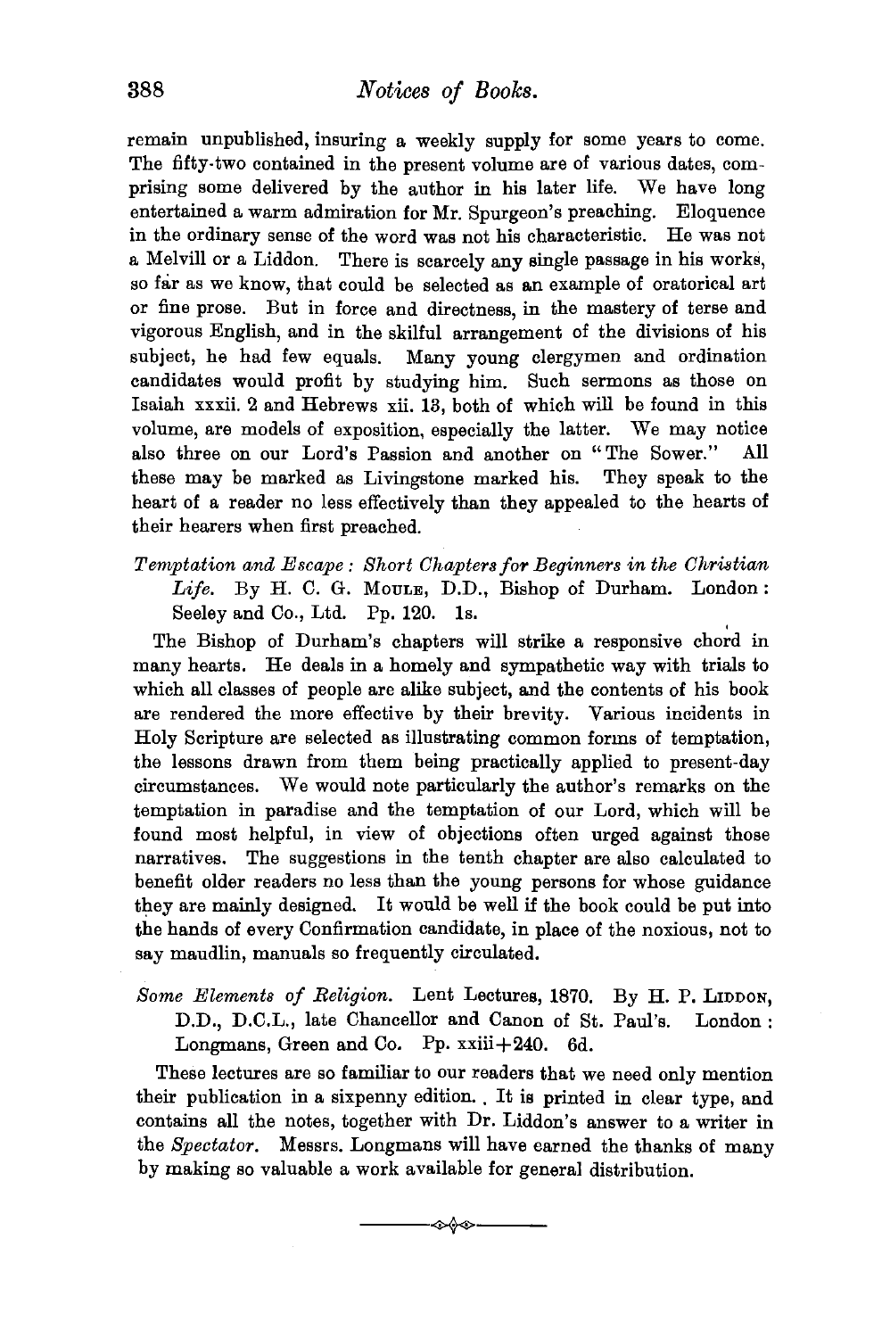remain unpublished, insuring a weekly supply for some years to come. The fifty-two contained in the present volume are of various dates, comprising some delivered by the author in his later life. We have long entertained a warm admiration for Mr. Spurgeon's preaching. Eloquence in the ordinary sense of the word was not his characteristic. He was not a Melvill or a Liddon. There is scarcely any single passage in his works, so far as we know, that could be selected as an example of oratorical art or fine prose. But in force and directness, in the mastery of terse and vigorous English, and in the skilful arrangement of the divisions of his subject, he had few equals. Many young clergymen and ordination candidates would profit by studying him. Such sermons as those on Isaiah xxxii. 2 and Hebrews xii. 13, both of which will be found in this volume, are models of exposition, especially the latter. We may notice also three on our Lord's Passion and another on "The Sower." All these may be marked as Livingstone marked his. They speak to the heart of a reader no less effectively than they appealed to the hearts of their hearers when first preached.

*Temptation and Escape: Short Chapters for Beginners in the Christian Life.* By H. C. G. MOULE, D.D., Bishop of Durham. London: Seeley and Co., Ltd. Pp. 120. 1s.

The Bishop of Durham's chapters will strike a responsive chord in many hearts. He deals in a homely and sympathetic way with trials to which all classes of people are alike subject, and the contents of his book are rendered the more effective by their brevity. Various incidents in Holy Scripture are selected as illustrating common forms of temptation, the lessons drawn from them being practically applied to present-day circumstances. We would note particularly the author's remarks on the temptation in paradise and the temptation of our Lord, which will be found most helpful, in view of objections often urged against those narratives. The suggestions in the tenth chapter are also calculated to benefit older readers no less than the young persons for whose guidance they are mainly designed. It would be well if the book could be put into the hands of every Confirmation candidate, in place of the noxious, not to say maudlin, manuals so frequently circulated.

*Some Elements of Religion.* Lent Lectures, 1870. By H. P. LIDDON, D.D., D.C.L., late Chancellor and Canon of St. Paul's. London: Longmans, Green and Co. Pp. xxiii+240. 6d.

These lectures are so familiar to our readers that we need only mention their publication in a sixpenny edition. It is printed in clear type, and contains all the notes, together with Dr. Liddon's answer to a writer in the *Spectator*. Messrs. Longmans will have earned the thanks of many by making so valuable a work available for general distribution.